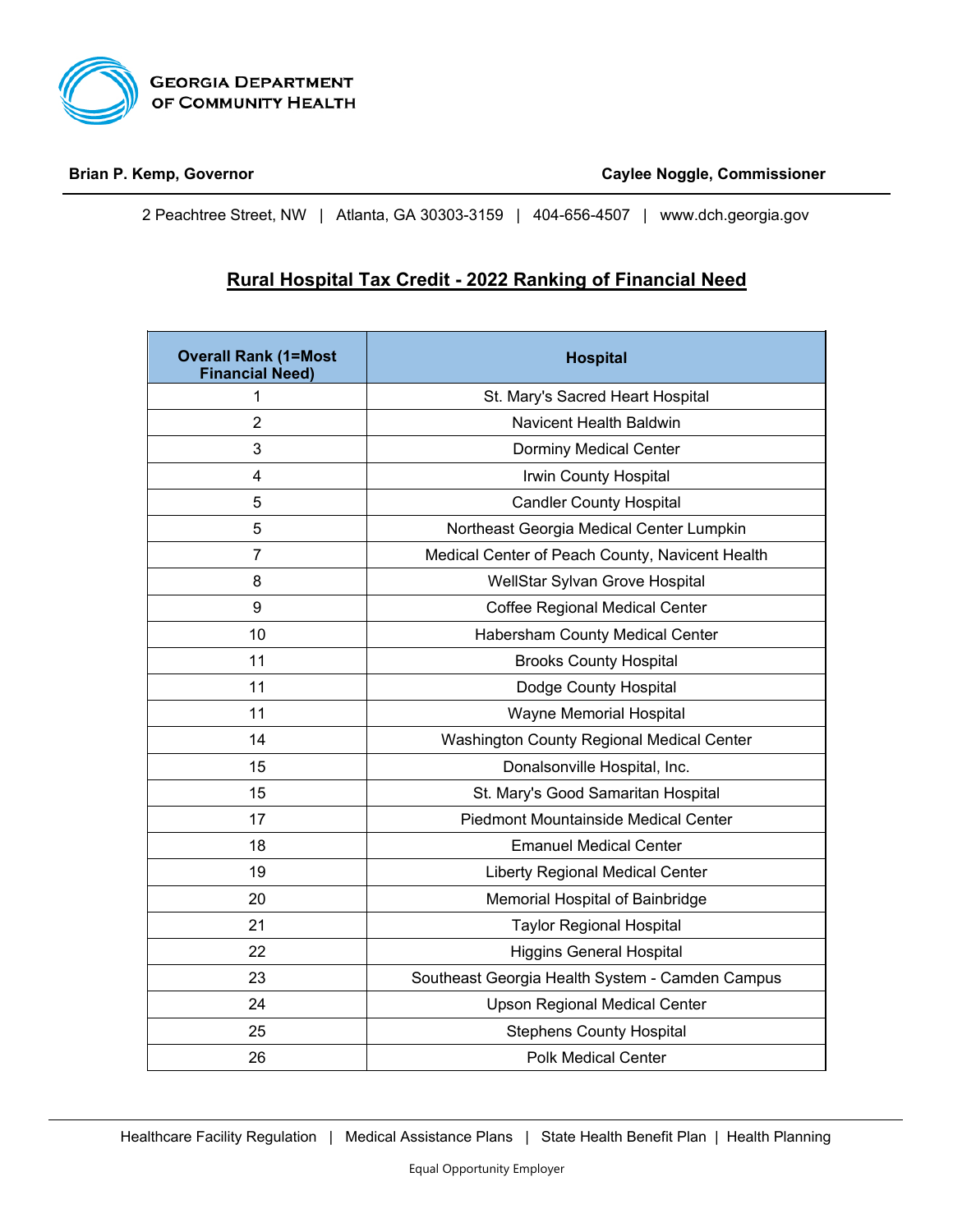**Georgia Department of Community Health**

**Brian P. Kemp, Governor** | **Caylee Noggle, Commissioner**

2 Peachtree Street, NW | Atlanta, GA 30303-3159 | 404-656-4507 | www.dch.georgia.gov

## Rural Hospital Tax Credit - 2022 Ranking of Financial Need

| Overall Rank (1=Most Financial Need) | Hospital |
|---|---|
| 1 | St. Mary's Sacred Heart Hospital |
| 2 | Navicent Health Baldwin |
| 3 | Dorminy Medical Center |
| 4 | Irwin County Hospital |
| 5 | Candler County Hospital |
| 5 | Northeast Georgia Medical Center Lumpkin |
| 7 | Medical Center of Peach County, Navicent Health |
| 8 | WellStar Sylvan Grove Hospital |
| 9 | Coffee Regional Medical Center |
| 10 | Habersham County Medical Center |
| 11 | Brooks County Hospital |
| 11 | Dodge County Hospital |
| 11 | Wayne Memorial Hospital |
| 14 | Washington County Regional Medical Center |
| 15 | Donalsonville Hospital, Inc. |
| 15 | St. Mary's Good Samaritan Hospital |
| 17 | Piedmont Mountainside Medical Center |
| 18 | Emanuel Medical Center |
| 19 | Liberty Regional Medical Center |
| 20 | Memorial Hospital of Bainbridge |
| 21 | Taylor Regional Hospital |
| 22 | Higgins General Hospital |
| 23 | Southeast Georgia Health System - Camden Campus |
| 24 | Upson Regional Medical Center |
| 25 | Stephens County Hospital |
| 26 | Polk Medical Center |

Healthcare Facility Regulation | Medical Assistance Plans | State Health Benefit Plan | Health Planning

Equal Opportunity Employer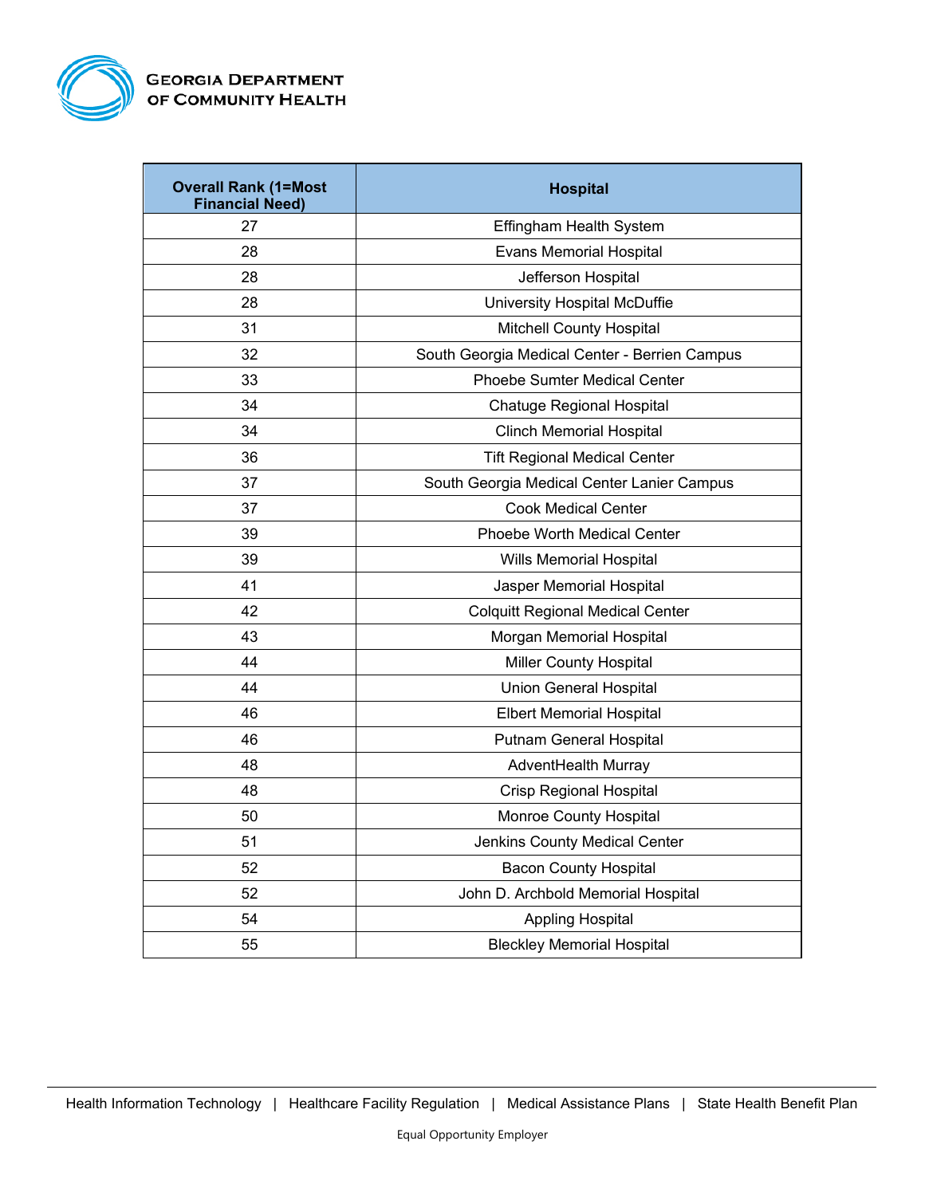| Overall Rank (1=Most Financial Need) | Hospital |
|---|---|
| 27 | Effingham Health System |
| 28 | Evans Memorial Hospital |
| 28 | Jefferson Hospital |
| 28 | University Hospital McDuffie |
| 31 | Mitchell County Hospital |
| 32 | South Georgia Medical Center - Berrien Campus |
| 33 | Phoebe Sumter Medical Center |
| 34 | Chatuge Regional Hospital |
| 34 | Clinch Memorial Hospital |
| 36 | Tift Regional Medical Center |
| 37 | South Georgia Medical Center Lanier Campus |
| 37 | Cook Medical Center |
| 39 | Phoebe Worth Medical Center |
| 39 | Wills Memorial Hospital |
| 41 | Jasper Memorial Hospital |
| 42 | Colquitt Regional Medical Center |
| 43 | Morgan Memorial Hospital |
| 44 | Miller County Hospital |
| 44 | Union General Hospital |
| 46 | Elbert Memorial Hospital |
| 46 | Putnam General Hospital |
| 48 | AdventHealth Murray |
| 48 | Crisp Regional Hospital |
| 50 | Monroe County Hospital |
| 51 | Jenkins County Medical Center |
| 52 | Bacon County Hospital |
| 52 | John D. Archbold Memorial Hospital |
| 54 | Appling Hospital |
| 55 | Bleckley Memorial Hospital |